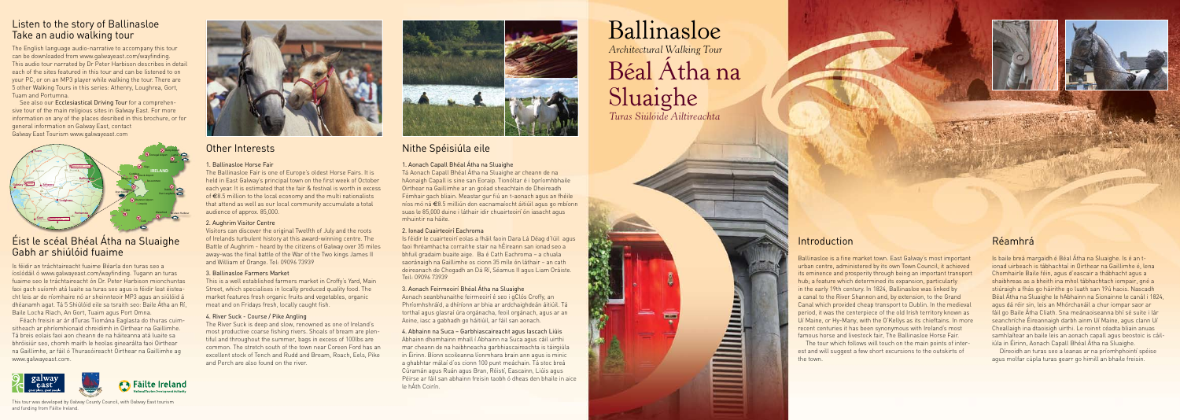## Listen to the story of Ballinasloe
## Take an audio walking tour

The English language audio-narrative to accompany this tour can be downloaded from www.galwayeast.com/wayfinding. This audio tour narrated by Dr Peter Harbison describes in detail each of the sites featured in this tour and can be listened to on your PC, or on an MP3 player while walking the tour. There are 5 other Walking Tours in this series: Athenry, Loughrea, Gort, Tuam and Portumna.

See also our **Ecclesiastical Driving Tour** for a comprehensive tour of the main religious sites in Galway East. For more information on any of the places described in this brochure, or for general information on Galway East, contact Galway East Tourism www.galwayeast.com

## Éist le scéal Bhéal Átha na Sluaighe
## Gabh ar shiúlóid fuaime

Is féidir an tráchtaireacht fuaime Béarla don turas seo a íoslódáil ó www.galwayeast.com/wayfinding. Tugann an turas fuaime seo le tráchtaireacht ón Dr. Peter Harbison mionchuntas faoi gach suíomh atá luaite sa turas seo agus is féidir leat éisteacht leis ar do ríomhaire nó ar sheinnteoir MP3 agus an siúlóid á dhéanamh agat. Tá 5 Shiúlóid eile sa tsraith seo: Baile Átha an Rí, Baile Locha Riach, An Gort, Tuaim agus Port Omna.

Féach freisin ar ár dTuras Tiomána Eaglasta do thuras cuimsitheach ar phríomhionaid chreidimh in Oirthear na Gaillimhe. Tá breis eolais faoi aon cheann de na háiteanna atá luaite sa bhróisiúr seo, chomh maith le heolas ginearálta faoi Oirthear na Gaillimhe, ar fáil ó Thurasóireacht Oirthear na Gaillimhe ag www.galwayeast.com.

This tour was developed by Galway County Council, with Galway East tourism and funding from Fáilte Ireland.

## Other Interests

### 1. Ballinasloe Horse Fair

The Ballinasloe Fair is one of Europe's oldest Horse Fairs. It is held in East Galway's principal town on the first week of October each year. It is estimated that the fair & festival is worth in excess of €8.5 million to the local economy and the multi nationalists that attend as well as our local community accumulate a total audience of approx. 85,000.

### 2. Aughrim Visitor Centre

Visitors can discover the original Twelfth of July and the roots of Irelands turbulent history at this award-winning centre. The Battle of Aughrim - heard by the citizens of Galway over 35 miles away-was the final battle of the War of the Two kings James II and William of Orange. Tel: 09096 73939

### 3. Ballinasloe Farmers Market

This is a well established farmers market in Croffy's Yard, Main Street, which specialises in locally produced quality food. The market features fresh organic fruits and vegetables, organic meat and on Fridays fresh, locally caught fish.

### 4. River Suck - Course / Pike Angling

The River Suck is deep and slow, renowned as one of Ireland's most productive coarse fishing rivers. Shoals of bream are plentiful and throughout the summer, bags in excess of 100lbs are common. The stretch south of the town near Coreen Ford has an excellent stock of Tench and Rudd and Bream, Roach, Eels, Pike and Perch are also found on the river.

## Nithe Spéisiúla eile

### 1. Aonach Capall Bhéal Átha na Sluaighe

Tá Aonach Capall Bhéal Átha na Sluaighe ar cheann de na hAonaigh Capall is sine san Eoraip. Tionóltar é i bpríomhbhaile Oirthear na Gaillimhe ar an gcéad sheachtain de Dheireadh Fómhair gach bliain. Meastar gur fiú an t-aonach agus an fhéile níos mó ná €8.5 milliún don eacnamaíocht áitiúil agus go mbíonn suas le 85,000 duine i láthair idir chuairteoirí ón iasacht agus mhuintir na háite.

### 2. Ionad Cuairteoirí Eachroma

Is féidir le cuairteoirí eolas a fháil faoin Dara Lá Déag d'Iúil agus faoi fhréamhacha corraithe stair na hÉireann san ionad seo a bhfuil gradaim buaite aige. Ba é Cath Eachroma – a chuala saoránaigh na Gaillimhe os cionn 35 míle ón láthair – an cath deireanach de Chogadh an Dá Rí, Séamus II agus Liam Oráiste. Teil: 09096 73939

### 3. Aonach Feirmeoirí Bhéal Átha na Sluaighe

Aonach seanbhunaithe feirmeoirí é seo i gClós Croffy, an Phríomhshráid, a dhíríonn ar bhia ar ardchaighdeán áitiúil. Tá torthaí agus glasraí úra orgánacha, feoil orgánach, agus ar an Aoine, iasc a gabhadh go háitiúil, ar fáil san aonach.

### 4. Abhainn na Suca – Garbhiascaireacht agus Iascach Liúis

Abhainn dhomhainn mhall í Abhainn na Suca agus cáil uirthi mar cheann de na haibhneacha garbhiascaireachta is táirgiúla in Éirinn. Bíonn scoileanna líonmhara brain ann agus is minic a ghabhtar málaí d'os cionn 100 punt meáchain. Tá stoc breá Cúramán agus Ruán agus Brain, Róistí, Eascainn, Liúis agus Péirse ar fáil san abhainn freisin taobh ó dheas den bhaile in aice le hÁth Coirín.

# Ballinasloe
*Architectural Walking Tour*

# Béal Átha na Sluaighe
*Turas Siúlóide Ailtireachta*

## Introduction

Ballinasloe is a fine market town. East Galway's most important urban centre, administered by its own Town Council, it achieved its eminence and prosperity through being an important transport hub; a feature which determined its expansion, particularly in the early 19th century. In 1824, Ballinasloe was linked by a canal to the River Shannon and, by extension, to the Grand Canal which provided cheap transport to Dublin. In the medieval period, it was the centerpiece of the old Irish territory known as Uí Maine, or Hy-Many, with the O'Kellys as its chieftains. In more recent centuries it has been synonymous with Ireland's most famous horse and livestock fair, The Ballinasloe Horse Fair.

The tour which follows will touch on the main points of interest and will suggest a few short excursions to the outskirts of the town.

## Réamhrá

Is baile breá margaidh é Béal Átha na Sluaighe. Is é an t-ionad uirbeach is tábhachtaí in Oirthear na Gaillimhe é, lena Chomhairle Baile féin, agus d'eascair a thábhacht agus a shaibhreas as a bheith ina mhol tábhachtach iompair, gné a stiúraigh a fhás go háirithe go luath san 19ú haois. Nascadh Béal Átha na Sluaighe le hAbhainn na Sionainne le canál i 1824, agus dá réir sin, leis an Mhórchanáil a chur iompar saor ar fáil go Baile Átha Cliath. Sna meánaoiseanna bhí sé suite i lár seanchríche Éireannaigh darbh ainm Uí Maine, agus clann Uí Cheallaigh ina dtaoisigh uirthi. Le roinnt céadta blian anuas samhlaítear an baile leis an aonach capall agus beostoic is cáiliúla in Éirinn, Aonach Capall Bhéal Átha na Sluaighe.

Díreoidh an turas seo a leanas ar na príomhphointí spéise agus molfar cúpla turas gearr go himill an bhaile freisin.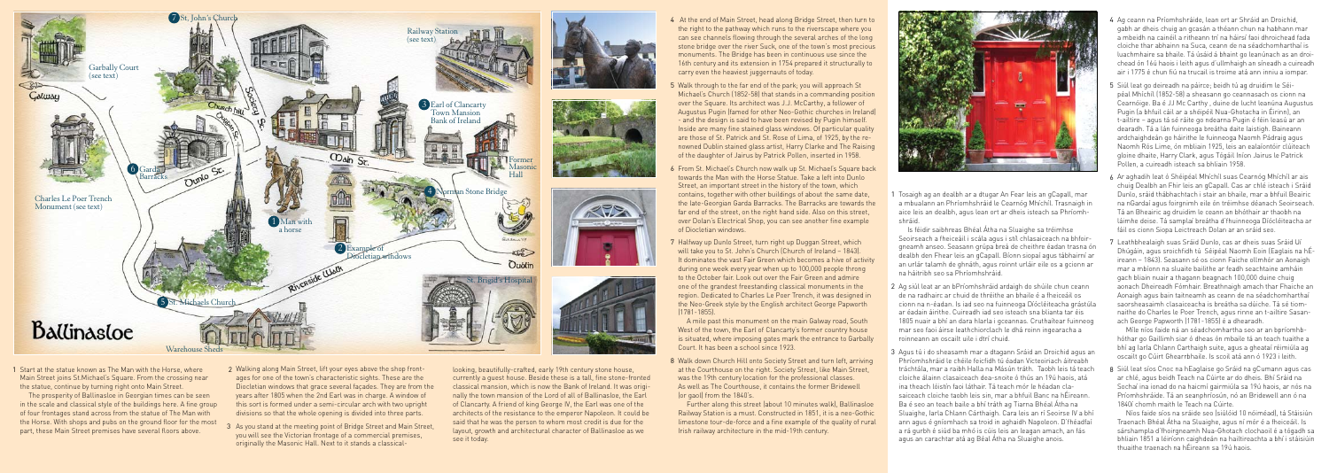# Ballinasloe

7 St. John's Church
Garbally Court (see text)
Railway Station (see text)
Galway
Church hill
Society St.
Duggan St.
3 Earl of Clancarty Town Mansion Bank of Ireland
Main St.
6 Garda Barracks
Dunlo St.
Former Masonic Hall
Charles Le Poer Trench Monument (see text)
4 Norman Stone Bridge
1 Man with a horse
2 Example of Diocletian windows
Dublin
Riverside Walk
St. Brigid's Hospital
5 St. Michaels Church
Warehouse Sheds

1 Start at the statue known as The Man with the Horse, where Main Street joins St.Michael's Square. From the crossing near the statue, continue by turning right onto Main Street.

The prosperity of Ballinasloe in Georgian times can be seen in the scale and classical style of the buildings here. A fine group of four frontages stand across from the statue of The Man with the Horse. With shops and pubs on the ground floor for the most part, these Main Street premises have several floors above.

2 Walking along Main Street, lift your eyes above the shop frontages for one of the town's characteristic sights. These are the Diocletian windows that grace several façades. They are from the years after 1805 when the 2nd Earl was in charge. A window of this sort is formed under a semi-circular arch with two upright divisions so that the whole opening is divided into three parts.

3 As you stand at the meeting point of Bridge Street and Main Street, you will see the Victorian frontage of a commercial premises, originally the Masonic Hall. Next to it stands a classical-looking, beautifully-crafted, early 19th century stone house, currently a guest house. Beside these is a tall, fine stone-fronted classical mansion, which is now the Bank of Ireland. This was originally the town mansion of the Lord of all of Ballinasloe, the Earl of Clancarty. A friend of king George IV, the Earl was one of the architects of the resistance to the emperor Napoleon. It could be said that he was the person to whom most credit is due for the layout, growth and architectural character of Ballinasloe as we see it today.

4 At the end of Main Street, head along Bridge Street, then turn to the right to the pathway which runs to the riverscape where you can see channels flowing through the several arches of the long stone bridge over the river Suck, one of the town's most precious monuments. The Bridge has been in continuous use since the 16th century and its extension in 1754 prepared it structurally to carry even the heaviest juggernauts of today.

5 Walk through to the far end of the park; you will approach St Michael's Church (1852-58) that stands in a commanding position over the Square. Its architect was J.J. McCarthy, a follower of Augustus Pugin (famed for other Neo-Gothic churches in Ireland) - and the design is said to have been revised by Pugin himself. Inside are many fine stained glass windows. Of particular quality are those of St. Patrick and St. Rose of Lima, of 1925, by the renowned Dublin stained glass artist, Harry Clarke and The Raising of the daughter of Jairus by Patrick Pollen, inserted in 1958.

6 From St. Michael's Church now walk up St. Michael's Square back towards the Man with the Horse Statue. Take a left into Dunlo Street, an important street in the history of the town, which contains, together with other buildings of about the same date, the late-Georgian Garda Barracks. The Barracks are towards the far end of the street, on the right hand side. Also on this street, over Dolan's Electrical Shop, you can see another fine example of Diocletian windows.

7 Halfway up Dunlo Street, turn right up Duggan Street, which will take you to St. John's Church (Church of Ireland – 1843). It dominates the vast Fair Green which becomes a hive of activity during one week every year when up to 100,000 people throng to the October fair. Look out over the Fair Green and admire one of the grandest freestanding classical monuments in the region. Dedicated to Charles Le Poer Trench, it was designed in the Neo-Greek style by the English architect George Papworth (1781-1855).

A mile past this monument on the main Galway road, South West of the town, the Earl of Clancarty's former country house is situated, where imposing gates mark the entrance to Garbally Court. It has been a school since 1923.

8 Walk down Church Hill onto Society Street and turn left, arriving at the Courthouse on the right. Society Street, like Main Street, was the 19th century location for the professional classes. As well as The Courthouse, it contains the former Bridewell (or gaol) from the 1840's.

Further along this street (about 10 minutes walk), Ballinasloe Railway Station is a must. Constructed in 1851, it is a neo-Gothic limestone tour-de-force and a fine example of the quality of rural Irish railway architecture in the mid-19th century.

1 Tosaigh ag an dealbh ar a dtugar An Fear leis an gCapall, mar a mbuaileann an Phríomhshráid le Cearnóg Mhíchíl. Trasnaigh in aice leis an dealbh, agus lean ort ar dheis isteach sa Phríomhshráid.

Is féidir saibhreas Bhéal Átha na Sluaighe sa tréimhse Seoirseach a fheiceáil i scála agus i stíl chlasaiceach na bhfoirgneamh anseo. Seasann grúpa breá de cheithre éadan trasna ón dealbh den Fhear leis an gCapall. Bíonn siopaí agus tábhairní ar an urlár talamh de ghnáth, agus roinnt urláir eile os a gcionn ar na háitribh seo sa Phríomhshráid.

2 Ag siúl leat ar an bPríomhshráid ardaigh do shúile chun ceann de na radhairc ar chuid de thréithe an bhaile é a fheiceáil os cionn na n-éadan. Is iad seo na fuinneoga Diocléiteacha grástúla ar éadain áirithe. Cuireadh iad seo isteach sna blianta tar éis 1805 nuair a bhí an dara hIarla i gceannas. Cruthaítear fuinneog mar seo faoi áirse leathchiorclach le dhá roinn ingearacha a roinneann an oscailt uile i dtrí chuid.

3 Agus tú i do sheasamh mar a dtagann Sráid an Droichid agus an Phríomhshráid le chéile feicfidh tú éadan Victeoiriach áitreabh tráchtála, mar a raibh Halla na Máisín tráth. Taobh leis tá teach cloiche álainn clasaiceach dea-snoite ó thús an 19ú haois, atá ina theach lóistín faoi láthair. Tá teach mór le héadan clasaiceach cloiche taobh leis sin, mar a bhfuil Banc na hÉireann. Ba é seo an teach baile a bhí tráth ag Tiarna Bhéal Átha na Sluaighe, Iarla Chlann Cárthaigh. Cara leis an rí Seoirse IV a bhí ann agus é gníomhach sa troid in aghaidh Napoleon. D'fhéadfaí a rá gurbh é siúd ba mhó is cúis leis an leagan amach, an fás agus an carachtar atá ag Béal Átha na Sluaighe anois.

4 Ag ceann na Príomhshráide, lean ort ar Shráid an Droichid, gabh ar dheis chuig an gcasán a théann chun na habhann mar a mbeidh na cainéil a ritheann trí na háirsí faoi dhroichead fada cloiche thar abhainn na Suca, ceann de na séadchomharthaí is luachmhaire sa bhaile. Tá úsáid á bhaint go leanúnach as an droichead ón 16ú haois i leith agus d'ullmhaigh an síneadh a cuireadh air i 1775 é chun fiú na trucail is troime atá ann inniu a iompar.

5 Siúl leat go deireadh na páirce; beidh tú ag druidim le Séipéal Mhichíl (1852-58) a sheasann go ceannasach os cionn na Cearnóige. Ba é J.J Mc Carthy, duine de lucht leanúna Augustus Pugin (a bhfuil cáil ar a shéipéil Nua-Ghotacha in Éirinn), an t-ailtire – agus tá sé ráite go ndearn Pugin é féin leasú ar an dearadh. Tá a lán fuinneoga breátha daite laistigh. Baineann ardchaighdeán go háirithe le fuinneoga Naomh Pádraig agus Naomh Rós Líme, ón mbliain 1925, leis an ealaíontóir clúiteach gloine dhaite, Harry Clark, agus Tógáil Iníon Jairus le Patrick Pollen, a cuireadh isteach sa bhliain 1958.

6 Ar aghaidh leat ó Shéipéal Mhichíl suas Cearnóg Mhichíl ar ais chuig Dealbh an Fhir leis an gCapall. Cas ar chlé isteach i Sráid Dunlo, sráid thábhachtach i stair an bhaile, mar a bhfuil Beairic na nGardaí agus foirgnimh eile ón tréimhse déanach Seoirseach. Tá an Bheairic ag druidim le ceann an bhóthair ar thaobh na láimhe deise. Tá sampla breátha d'fhuinneoga Díocléiteacha ar fáil os cionn Siopa Leictreach Dolan ar an sráid seo.

7 Leathbhealaigh suas Sráid Dunlo, cas ar dheis suas Sráid Uí Dhúgáin, agus sroichfidh tú Séipéal Naomh Eoin (Eaglais na hÉireann – 1843). Seasann sé os cionn Faiche ollmhór an Aonaigh mar a mbíonn na sluaite bailithe ar feadh seachtaine amháin gach bliain nuair a thagann beagnach 100,000 duine chuig aonach Dheireadh Fómhair. Breathnaigh amach thar Fhaiche an Aonaigh agus bain taitneamh as ceann de na séadchomharthaí saorsheasaimh clasaiceacha is breátha sa dúiche. Tá sé tiomnaithe do Charles le Poer Trench, agus rinne an t-ailtire Sasanach George Papworth (1781-1855) é a dhearadh.

Míle níos faide ná an séadchomhartha seo ar an bpríomhbhóthar go Gaillimh siar ó dheas ón mbaile tá an teach tuaithe a bhí ag Iarla Chlann Carthaigh suite, agus a gheataí réimiúla ag oscailt go Cúirt Ghearrbhaile. Is scoil atá ann ó 1923 i leith.

8 Siúl leat síos Cnoc na hEaglaise go Sráid na gCumann agus cas ar chlé, agus beidh Teach na Cúirte ar do dheis. Bhí Sráid na Sechaí ina ionad do na haicmí gairmiúla sa 19ú haois, ar nós na Príomhshráide. Tá an seanphríosún, nó an Bridewell ann ó na 1840í chomh maith le Teach na Cúirte.

Níos faide síos na sráide seo (siúlóid 10 nóiméad), tá Stáisiún Traenach Bhéal Átha na Sluaighe, agus ní mór é a fheiceáil. Is sárshampla d'fhoirgneamh Nua-Ghotach cloch aoil é a tógadh sa bhliain 1851 a léiríonn caighdeán na hailtireachta a bhí i stáisiúin thuaithe traenach na hÉireann sa 19ú haois.